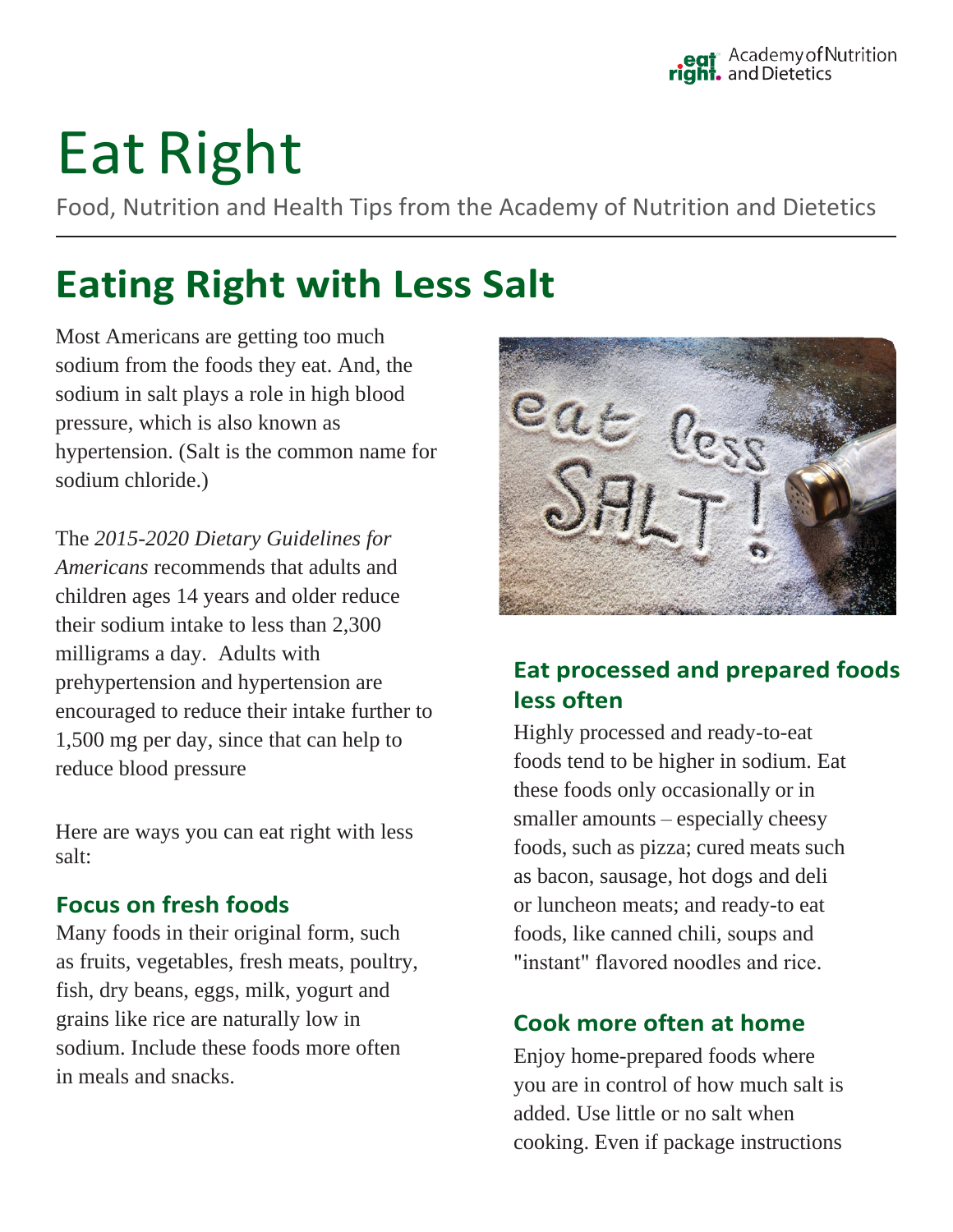# Eat Right

Food, Nutrition and Health Tips from the Academy of Nutrition and Dietetics

## Eating Right with Less Salt

Most Americans are getting too much sodium from the foods they eat. And, the sodium in salt plays a role in high blood pressure, which is also known as hypertension. (Salt is the common name for sodium chloride.)

The *2015-2020 Dietary Guidelines for Americans* recommends that adults and children ages 14 years and older reduce their sodium intake to less than 2,300 milligrams a day. Adults with prehypertension and hypertension are encouraged to reduce their intake further to 1,500 mg per day, since that can help to reduce blood pressure

Here are ways you can eat right with less salt:

### Focus on fresh foods

Many foods in their original form, such as fruits, vegetables, fresh meats, poultry, fish, dry beans, eggs, milk, yogurt and grains like rice are naturally low in sodium. Include these foods more often in meals and snacks.

### Eat processed and prepared foods less often

Highly processed and ready-to-eat foods tend to be higher in sodium. Eat these foods only occasionally or in smaller amounts – especially cheesy foods, such as pizza; cured meats such as bacon, sausage, hot dogs and deli or luncheon meats; and ready-to eat foods, like canned chili, soups and "instant" flavored noodles and rice.

### Cook more often at home

Enjoy home-prepared foods where you are in control of how much salt is added. Use little or no salt when cooking. Even if package instructions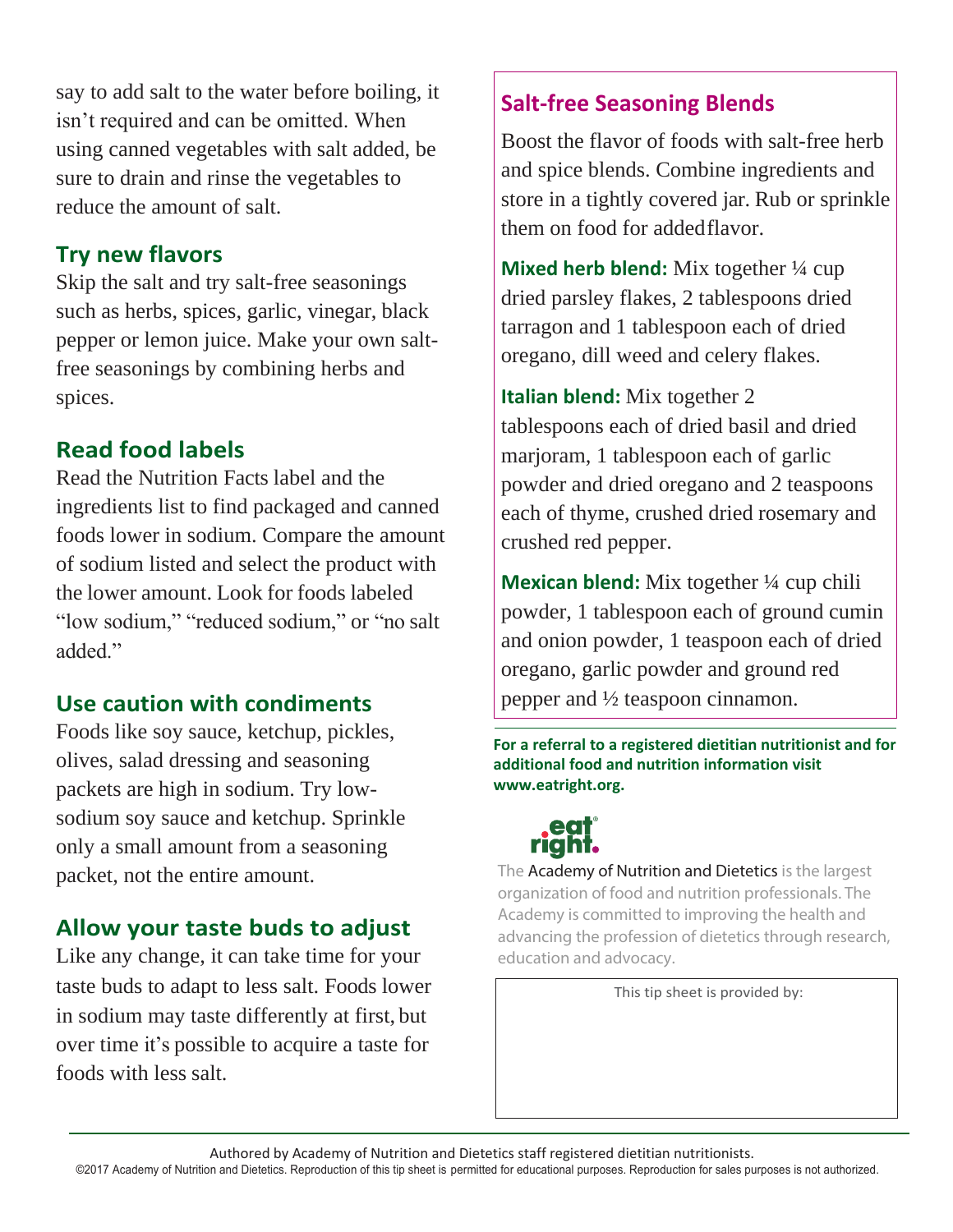say to add salt to the water before boiling, it isn't required and can be omitted. When using canned vegetables with salt added, be sure to drain and rinse the vegetables to reduce the amount of salt.

## Try new flavors

Skip the salt and try salt-free seasonings such as herbs, spices, garlic, vinegar, black pepper or lemon juice. Make your own salt-free seasonings by combining herbs and spices.

## Read food labels

Read the Nutrition Facts label and the ingredients list to find packaged and canned foods lower in sodium. Compare the amount of sodium listed and select the product with the lower amount. Look for foods labeled "low sodium," "reduced sodium," or "no salt added."

## Use caution with condiments

Foods like soy sauce, ketchup, pickles, olives, salad dressing and seasoning packets are high in sodium. Try low-sodium soy sauce and ketchup. Sprinkle only a small amount from a seasoning packet, not the entire amount.

## Allow your taste buds to adjust

Like any change, it can take time for your taste buds to adapt to less salt. Foods lower in sodium may taste differently at first, but over time it's possible to acquire a taste for foods with less salt.

## Salt-free Seasoning Blends

Boost the flavor of foods with salt-free herb and spice blends. Combine ingredients and store in a tightly covered jar. Rub or sprinkle them on food for added flavor.

**Mixed herb blend:** Mix together ¼ cup dried parsley flakes, 2 tablespoons dried tarragon and 1 tablespoon each of dried oregano, dill weed and celery flakes.

**Italian blend:** Mix together 2 tablespoons each of dried basil and dried marjoram, 1 tablespoon each of garlic powder and dried oregano and 2 teaspoons each of thyme, crushed dried rosemary and crushed red pepper.

**Mexican blend:** Mix together ¼ cup chili powder, 1 tablespoon each of ground cumin and onion powder, 1 teaspoon each of dried oregano, garlic powder and ground red pepper and ½ teaspoon cinnamon.

**For a referral to a registered dietitian nutritionist and for additional food and nutrition information visit www.eatright.org.**

eat right.

The Academy of Nutrition and Dietetics is the largest organization of food and nutrition professionals. The Academy is committed to improving the health and advancing the profession of dietetics through research, education and advocacy.

This tip sheet is provided by:

Authored by Academy of Nutrition and Dietetics staff registered dietitian nutritionists.

©2017 Academy of Nutrition and Dietetics. Reproduction of this tip sheet is permitted for educational purposes. Reproduction for sales purposes is not authorized.